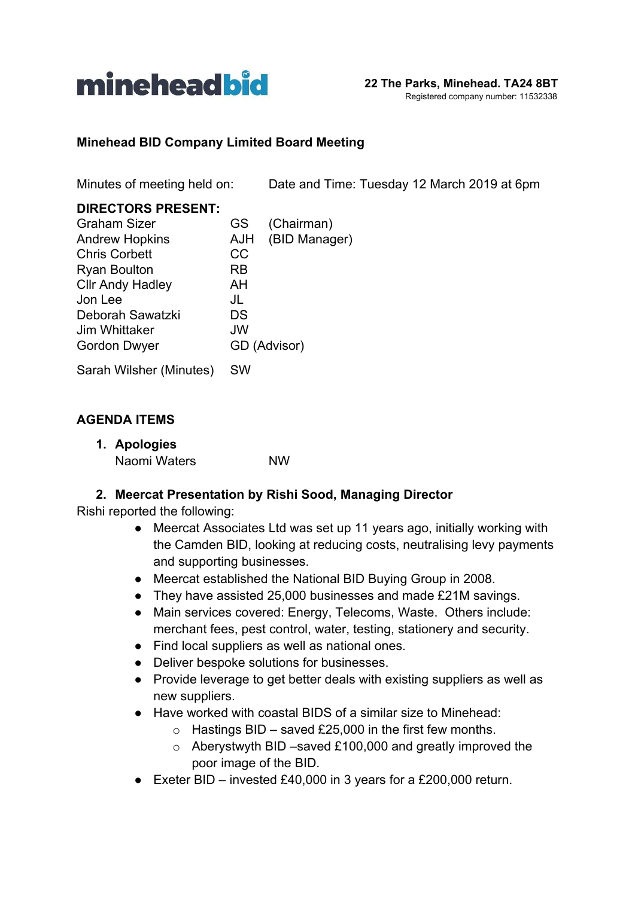**mineheadbid**

**22 The Parks, Minehead. TA24 8BT**
Registered company number: 11532338

# Minehead BID Company Limited Board Meeting

Minutes of meeting held on: Date and Time: Tuesday 12 March 2019 at 6pm

**DIRECTORS PRESENT:**

| | | |
|---|---|---|
| Graham Sizer | GS | (Chairman) |
| Andrew Hopkins | AJH | (BID Manager) |
| Chris Corbett | CC | |
| Ryan Boulton | RB | |
| Cllr Andy Hadley | AH | |
| Jon Lee | JL | |
| Deborah Sawatzki | DS | |
| Jim Whittaker | JW | |
| Gordon Dwyer | GD (Advisor) | |
| Sarah Wilsher (Minutes) | SW | |

## AGENDA ITEMS

1. **Apologies**
   Naomi Waters NW

2. **Meercat Presentation by Rishi Sood, Managing Director**

Rishi reported the following:

- Meercat Associates Ltd was set up 11 years ago, initially working with the Camden BID, looking at reducing costs, neutralising levy payments and supporting businesses.
- Meercat established the National BID Buying Group in 2008.
- They have assisted 25,000 businesses and made £21M savings.
- Main services covered: Energy, Telecoms, Waste. Others include: merchant fees, pest control, water, testing, stationery and security.
- Find local suppliers as well as national ones.
- Deliver bespoke solutions for businesses.
- Provide leverage to get better deals with existing suppliers as well as new suppliers.
- Have worked with coastal BIDS of a similar size to Minehead:
  - Hastings BID – saved £25,000 in the first few months.
  - Aberystwyth BID –saved £100,000 and greatly improved the poor image of the BID.
- Exeter BID – invested £40,000 in 3 years for a £200,000 return.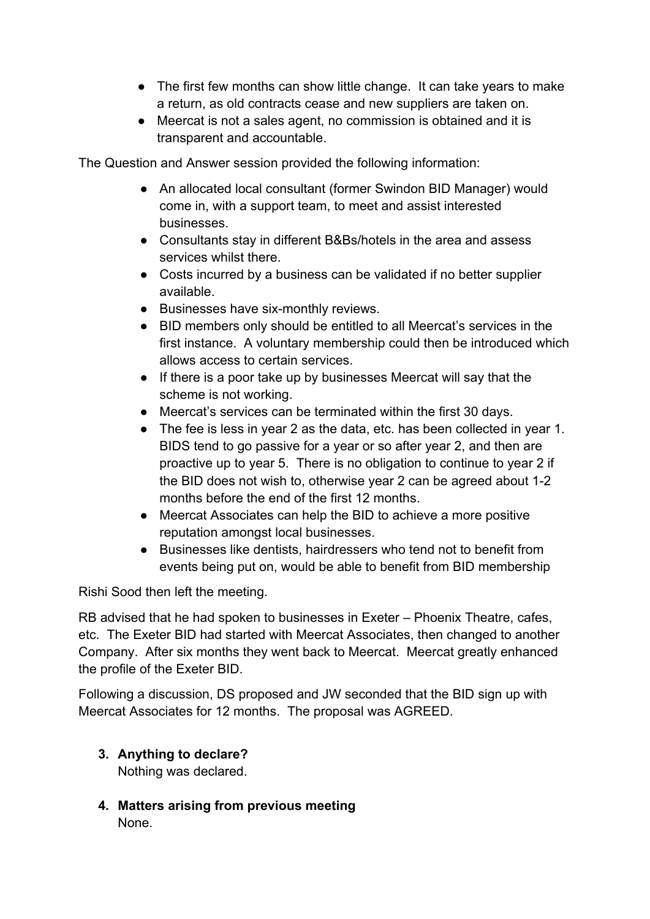- The first few months can show little change. It can take years to make a return, as old contracts cease and new suppliers are taken on.
- Meercat is not a sales agent, no commission is obtained and it is transparent and accountable.

The Question and Answer session provided the following information:

- An allocated local consultant (former Swindon BID Manager) would come in, with a support team, to meet and assist interested businesses.
- Consultants stay in different B&Bs/hotels in the area and assess services whilst there.
- Costs incurred by a business can be validated if no better supplier available.
- Businesses have six-monthly reviews.
- BID members only should be entitled to all Meercat's services in the first instance. A voluntary membership could then be introduced which allows access to certain services.
- If there is a poor take up by businesses Meercat will say that the scheme is not working.
- Meercat's services can be terminated within the first 30 days.
- The fee is less in year 2 as the data, etc. has been collected in year 1. BIDS tend to go passive for a year or so after year 2, and then are proactive up to year 5. There is no obligation to continue to year 2 if the BID does not wish to, otherwise year 2 can be agreed about 1-2 months before the end of the first 12 months.
- Meercat Associates can help the BID to achieve a more positive reputation amongst local businesses.
- Businesses like dentists, hairdressers who tend not to benefit from events being put on, would be able to benefit from BID membership

Rishi Sood then left the meeting.

RB advised that he had spoken to businesses in Exeter – Phoenix Theatre, cafes, etc. The Exeter BID had started with Meercat Associates, then changed to another Company. After six months they went back to Meercat. Meercat greatly enhanced the profile of the Exeter BID.

Following a discussion, DS proposed and JW seconded that the BID sign up with Meercat Associates for 12 months. The proposal was AGREED.

3. **Anything to declare?**
   Nothing was declared.

4. **Matters arising from previous meeting**
   None.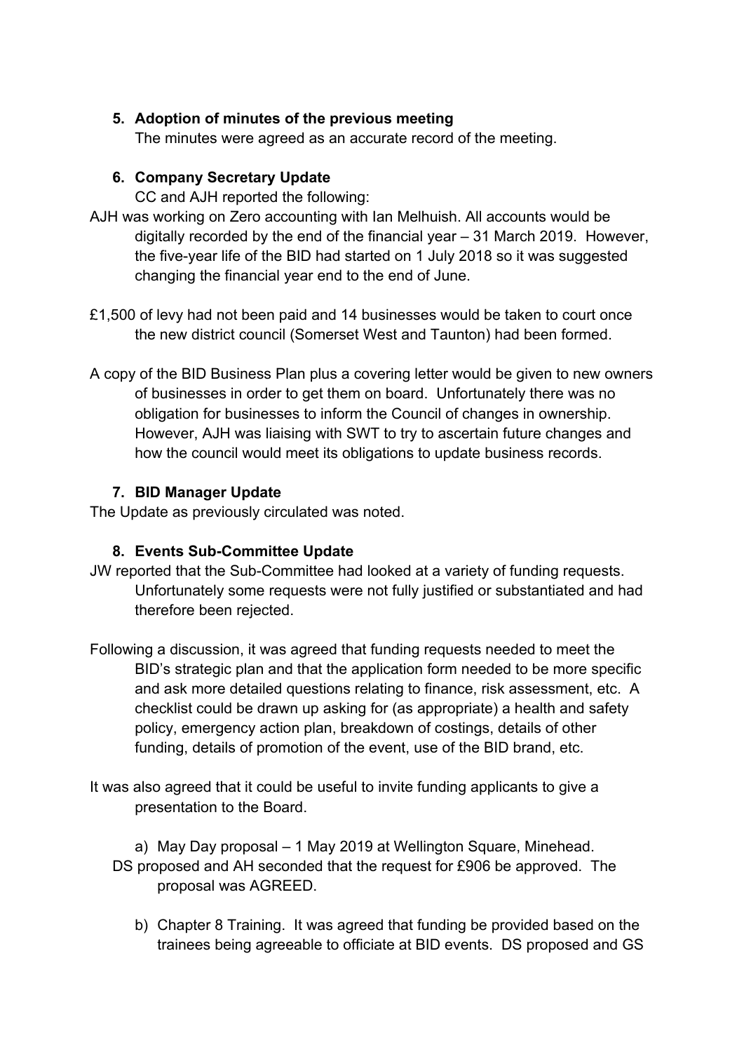5. **Adoption of minutes of the previous meeting**
   The minutes were agreed as an accurate record of the meeting.

6. **Company Secretary Update**
   CC and AJH reported the following:

AJH was working on Zero accounting with Ian Melhuish. All accounts would be digitally recorded by the end of the financial year – 31 March 2019. However, the five-year life of the BID had started on 1 July 2018 so it was suggested changing the financial year end to the end of June.

£1,500 of levy had not been paid and 14 businesses would be taken to court once the new district council (Somerset West and Taunton) had been formed.

A copy of the BID Business Plan plus a covering letter would be given to new owners of businesses in order to get them on board. Unfortunately there was no obligation for businesses to inform the Council of changes in ownership. However, AJH was liaising with SWT to try to ascertain future changes and how the council would meet its obligations to update business records.

7. **BID Manager Update**

The Update as previously circulated was noted.

8. **Events Sub-Committee Update**

JW reported that the Sub-Committee had looked at a variety of funding requests. Unfortunately some requests were not fully justified or substantiated and had therefore been rejected.

Following a discussion, it was agreed that funding requests needed to meet the BID's strategic plan and that the application form needed to be more specific and ask more detailed questions relating to finance, risk assessment, etc. A checklist could be drawn up asking for (as appropriate) a health and safety policy, emergency action plan, breakdown of costings, details of other funding, details of promotion of the event, use of the BID brand, etc.

It was also agreed that it could be useful to invite funding applicants to give a presentation to the Board.

a) May Day proposal – 1 May 2019 at Wellington Square, Minehead.

DS proposed and AH seconded that the request for £906 be approved. The proposal was AGREED.

b) Chapter 8 Training. It was agreed that funding be provided based on the trainees being agreeable to officiate at BID events. DS proposed and GS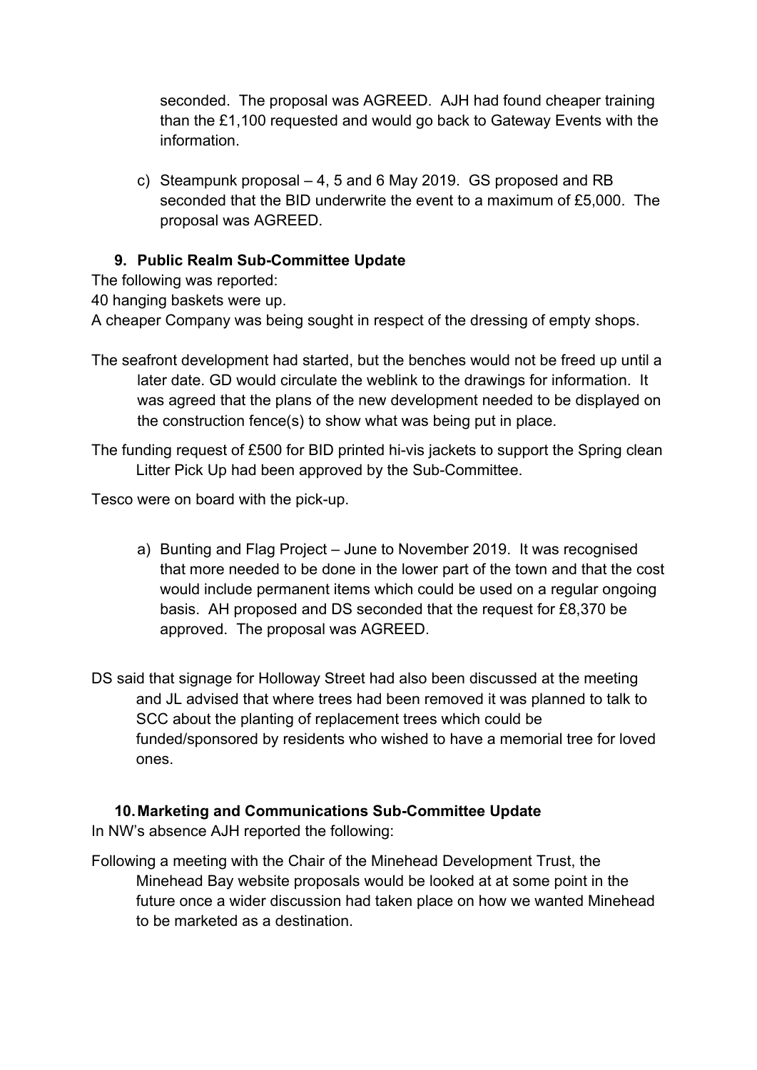seconded. The proposal was AGREED. AJH had found cheaper training than the £1,100 requested and would go back to Gateway Events with the information.

c) Steampunk proposal – 4, 5 and 6 May 2019. GS proposed and RB seconded that the BID underwrite the event to a maximum of £5,000. The proposal was AGREED.

## 9. Public Realm Sub-Committee Update

The following was reported:

40 hanging baskets were up.

A cheaper Company was being sought in respect of the dressing of empty shops.

The seafront development had started, but the benches would not be freed up until a later date. GD would circulate the weblink to the drawings for information. It was agreed that the plans of the new development needed to be displayed on the construction fence(s) to show what was being put in place.

The funding request of £500 for BID printed hi-vis jackets to support the Spring clean Litter Pick Up had been approved by the Sub-Committee.

Tesco were on board with the pick-up.

a) Bunting and Flag Project – June to November 2019. It was recognised that more needed to be done in the lower part of the town and that the cost would include permanent items which could be used on a regular ongoing basis. AH proposed and DS seconded that the request for £8,370 be approved. The proposal was AGREED.

DS said that signage for Holloway Street had also been discussed at the meeting and JL advised that where trees had been removed it was planned to talk to SCC about the planting of replacement trees which could be funded/sponsored by residents who wished to have a memorial tree for loved ones.

## 10. Marketing and Communications Sub-Committee Update

In NW's absence AJH reported the following:

Following a meeting with the Chair of the Minehead Development Trust, the Minehead Bay website proposals would be looked at at some point in the future once a wider discussion had taken place on how we wanted Minehead to be marketed as a destination.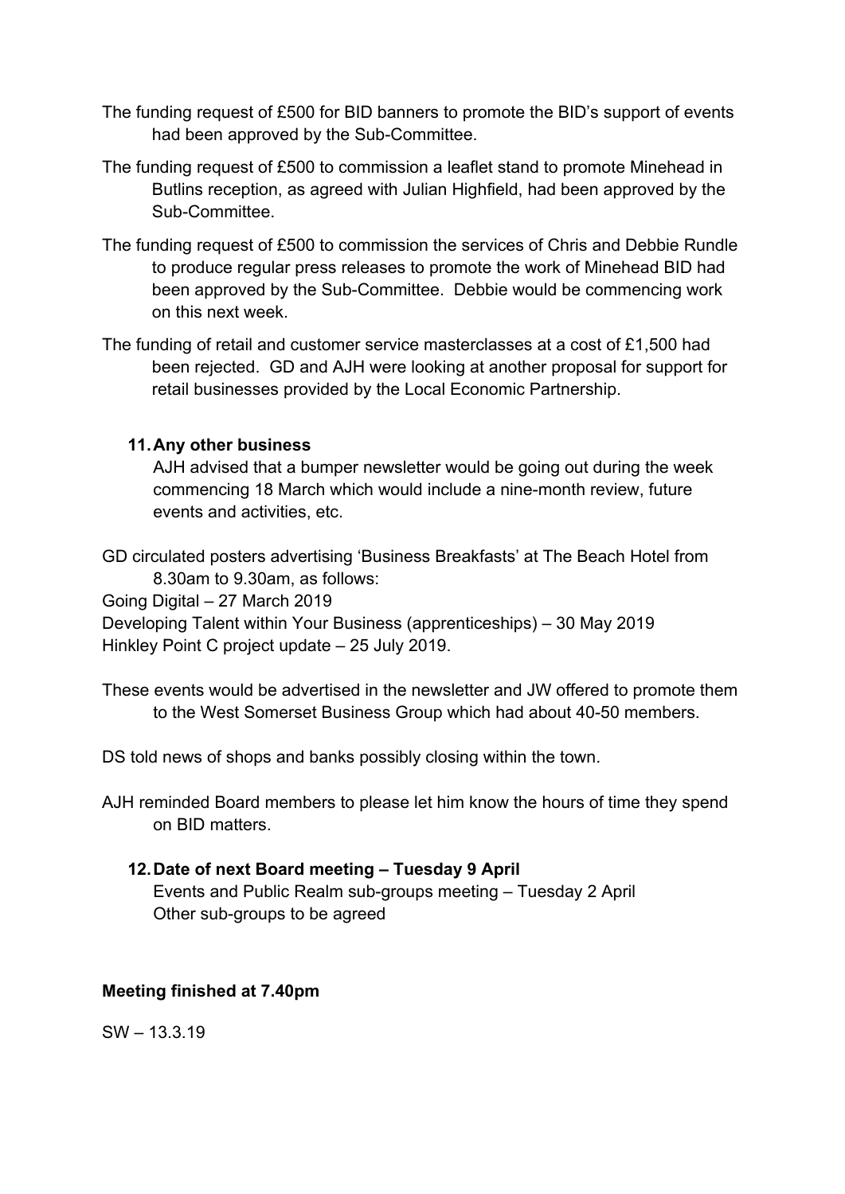The funding request of £500 for BID banners to promote the BID's support of events had been approved by the Sub-Committee.

The funding request of £500 to commission a leaflet stand to promote Minehead in Butlins reception, as agreed with Julian Highfield, had been approved by the Sub-Committee.

The funding request of £500 to commission the services of Chris and Debbie Rundle to produce regular press releases to promote the work of Minehead BID had been approved by the Sub-Committee. Debbie would be commencing work on this next week.

The funding of retail and customer service masterclasses at a cost of £1,500 had been rejected. GD and AJH were looking at another proposal for support for retail businesses provided by the Local Economic Partnership.

**11. Any other business**

AJH advised that a bumper newsletter would be going out during the week commencing 18 March which would include a nine-month review, future events and activities, etc.

GD circulated posters advertising 'Business Breakfasts' at The Beach Hotel from 8.30am to 9.30am, as follows:
Going Digital – 27 March 2019
Developing Talent within Your Business (apprenticeships) – 30 May 2019
Hinkley Point C project update – 25 July 2019.

These events would be advertised in the newsletter and JW offered to promote them to the West Somerset Business Group which had about 40-50 members.

DS told news of shops and banks possibly closing within the town.

AJH reminded Board members to please let him know the hours of time they spend on BID matters.

**12. Date of next Board meeting – Tuesday 9 April**

Events and Public Realm sub-groups meeting – Tuesday 2 April
Other sub-groups to be agreed

**Meeting finished at 7.40pm**

SW – 13.3.19